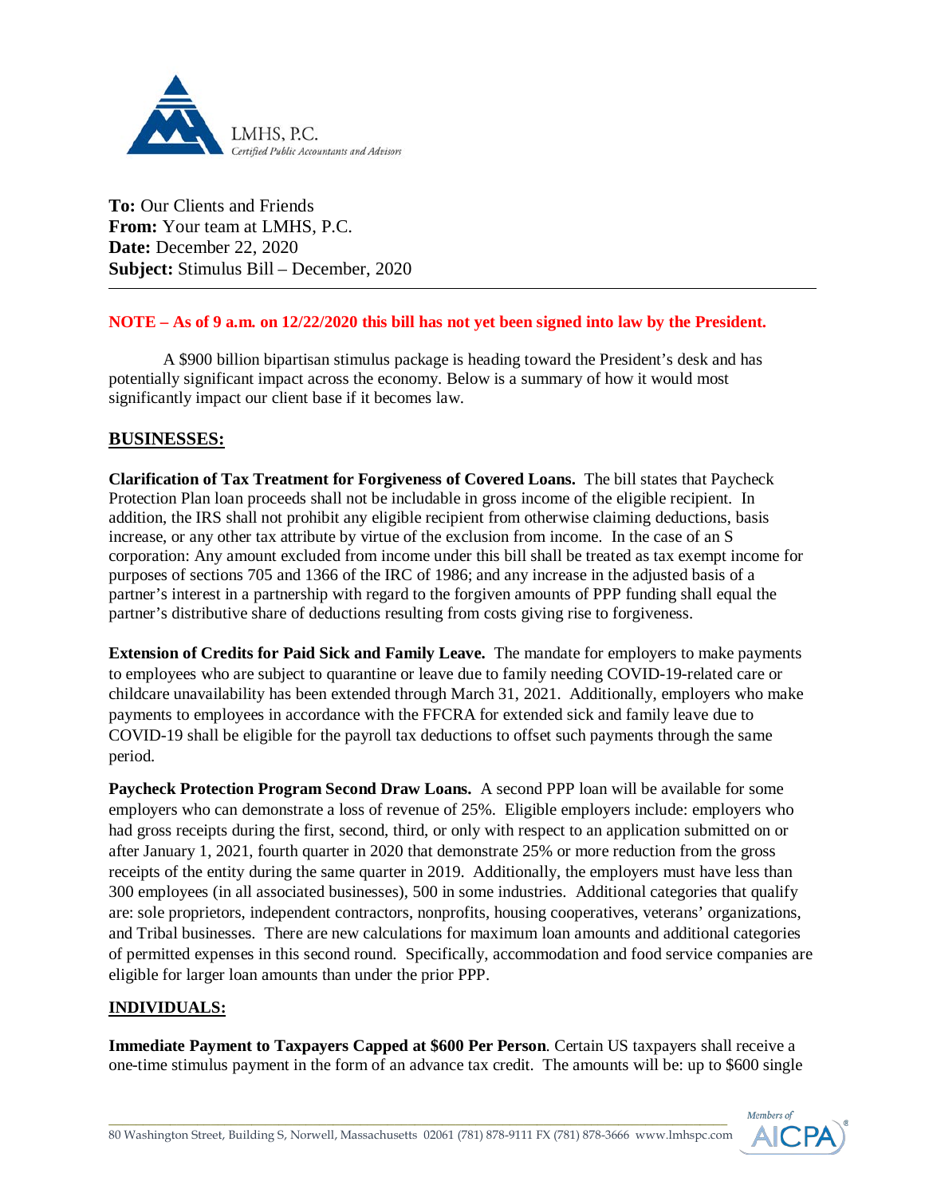LMHS, P.C.
*Certified Public Accountants and Advisors*

**To:** Our Clients and Friends
**From:** Your team at LMHS, P.C.
**Date:** December 22, 2020
**Subject:** Stimulus Bill – December, 2020

---

**NOTE – As of 9 a.m. on 12/22/2020 this bill has not yet been signed into law by the President.**

A $900 billion bipartisan stimulus package is heading toward the President's desk and has potentially significant impact across the economy. Below is a summary of how it would most significantly impact our client base if it becomes law.

## BUSINESSES:

**Clarification of Tax Treatment for Forgiveness of Covered Loans.** The bill states that Paycheck Protection Plan loan proceeds shall not be includable in gross income of the eligible recipient. In addition, the IRS shall not prohibit any eligible recipient from otherwise claiming deductions, basis increase, or any other tax attribute by virtue of the exclusion from income. In the case of an S corporation: Any amount excluded from income under this bill shall be treated as tax exempt income for purposes of sections 705 and 1366 of the IRC of 1986; and any increase in the adjusted basis of a partner's interest in a partnership with regard to the forgiven amounts of PPP funding shall equal the partner's distributive share of deductions resulting from costs giving rise to forgiveness.

**Extension of Credits for Paid Sick and Family Leave.** The mandate for employers to make payments to employees who are subject to quarantine or leave due to family needing COVID-19-related care or childcare unavailability has been extended through March 31, 2021. Additionally, employers who make payments to employees in accordance with the FFCRA for extended sick and family leave due to COVID-19 shall be eligible for the payroll tax deductions to offset such payments through the same period.

**Paycheck Protection Program Second Draw Loans.** A second PPP loan will be available for some employers who can demonstrate a loss of revenue of 25%. Eligible employers include: employers who had gross receipts during the first, second, third, or only with respect to an application submitted on or after January 1, 2021, fourth quarter in 2020 that demonstrate 25% or more reduction from the gross receipts of the entity during the same quarter in 2019. Additionally, the employers must have less than 300 employees (in all associated businesses), 500 in some industries. Additional categories that qualify are: sole proprietors, independent contractors, nonprofits, housing cooperatives, veterans' organizations, and Tribal businesses. There are new calculations for maximum loan amounts and additional categories of permitted expenses in this second round. Specifically, accommodation and food service companies are eligible for larger loan amounts than under the prior PPP.

## INDIVIDUALS:

**Immediate Payment to Taxpayers Capped at $600 Per Person**. Certain US taxpayers shall receive a one-time stimulus payment in the form of an advance tax credit. The amounts will be: up to $600 single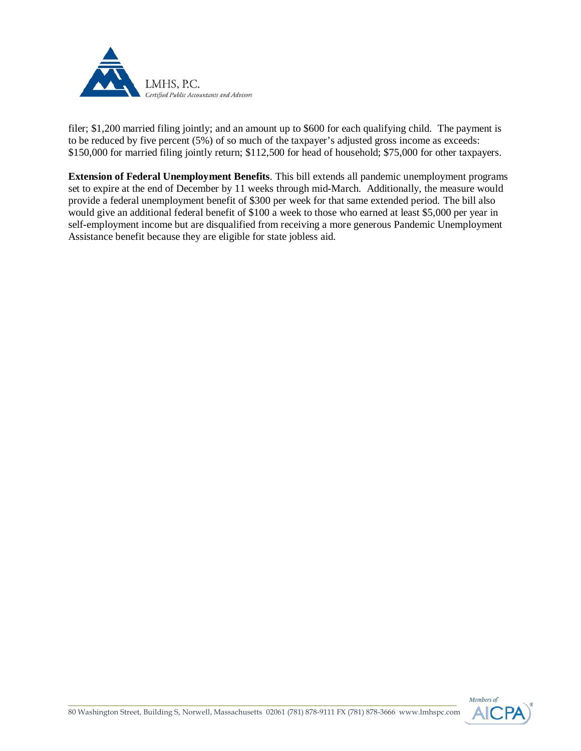filer; $1,200 married filing jointly; and an amount up to $600 for each qualifying child. The payment is to be reduced by five percent (5%) of so much of the taxpayer's adjusted gross income as exceeds: $150,000 for married filing jointly return; $112,500 for head of household; $75,000 for other taxpayers.

**Extension of Federal Unemployment Benefits**. This bill extends all pandemic unemployment programs set to expire at the end of December by 11 weeks through mid-March. Additionally, the measure would provide a federal unemployment benefit of $300 per week for that same extended period. The bill also would give an additional federal benefit of $100 a week to those who earned at least $5,000 per year in self-employment income but are disqualified from receiving a more generous Pandemic Unemployment Assistance benefit because they are eligible for state jobless aid.